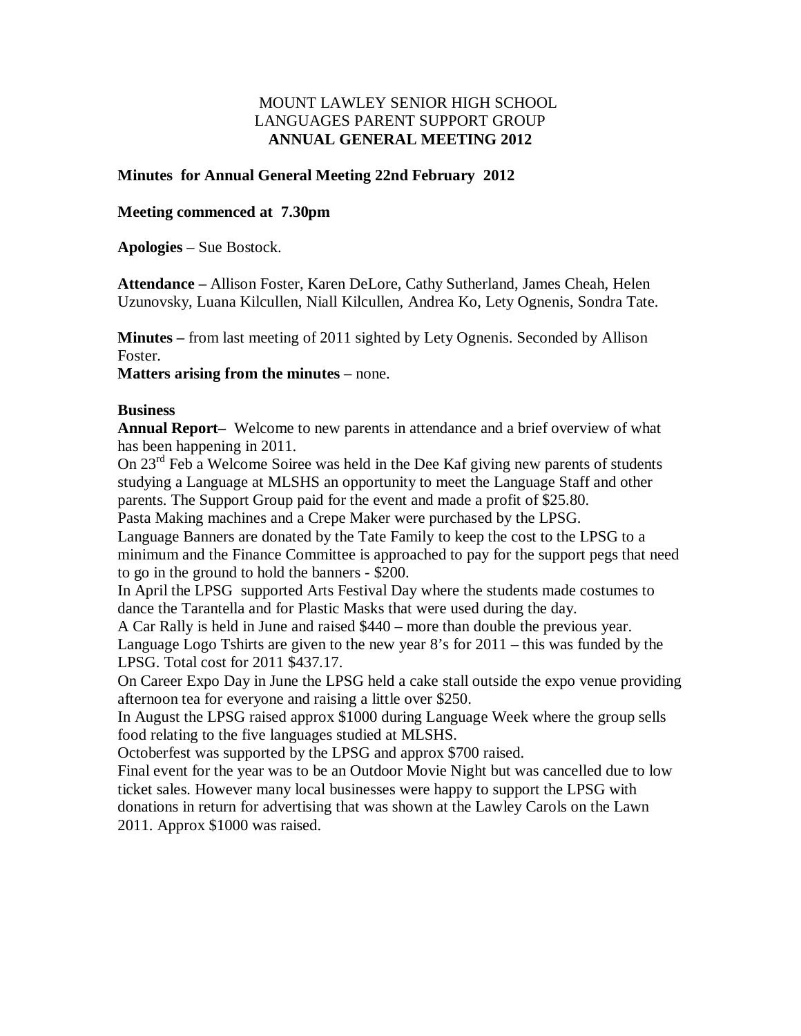MOUNT LAWLEY SENIOR HIGH SCHOOL
LANGUAGES PARENT SUPPORT GROUP
**ANNUAL GENERAL MEETING 2012**

**Minutes for Annual General Meeting 22nd February 2012**

**Meeting commenced at 7.30pm**

**Apologies** – Sue Bostock.

**Attendance –** Allison Foster, Karen DeLore, Cathy Sutherland, James Cheah, Helen Uzunovsky, Luana Kilcullen, Niall Kilcullen, Andrea Ko, Lety Ognenis, Sondra Tate.

**Minutes –** from last meeting of 2011 sighted by Lety Ognenis. Seconded by Allison Foster.

**Matters arising from the minutes** – none.

**Business**

**Annual Report–** Welcome to new parents in attendance and a brief overview of what has been happening in 2011.

On 23rd Feb a Welcome Soiree was held in the Dee Kaf giving new parents of students studying a Language at MLSHS an opportunity to meet the Language Staff and other parents. The Support Group paid for the event and made a profit of $25.80.

Pasta Making machines and a Crepe Maker were purchased by the LPSG.

Language Banners are donated by the Tate Family to keep the cost to the LPSG to a minimum and the Finance Committee is approached to pay for the support pegs that need to go in the ground to hold the banners - $200.

In April the LPSG supported Arts Festival Day where the students made costumes to dance the Tarantella and for Plastic Masks that were used during the day.

A Car Rally is held in June and raised $440 – more than double the previous year.

Language Logo Tshirts are given to the new year 8's for 2011 – this was funded by the LPSG. Total cost for 2011 $437.17.

On Career Expo Day in June the LPSG held a cake stall outside the expo venue providing afternoon tea for everyone and raising a little over $250.

In August the LPSG raised approx $1000 during Language Week where the group sells food relating to the five languages studied at MLSHS.

Octoberfest was supported by the LPSG and approx $700 raised.

Final event for the year was to be an Outdoor Movie Night but was cancelled due to low ticket sales. However many local businesses were happy to support the LPSG with donations in return for advertising that was shown at the Lawley Carols on the Lawn 2011. Approx $1000 was raised.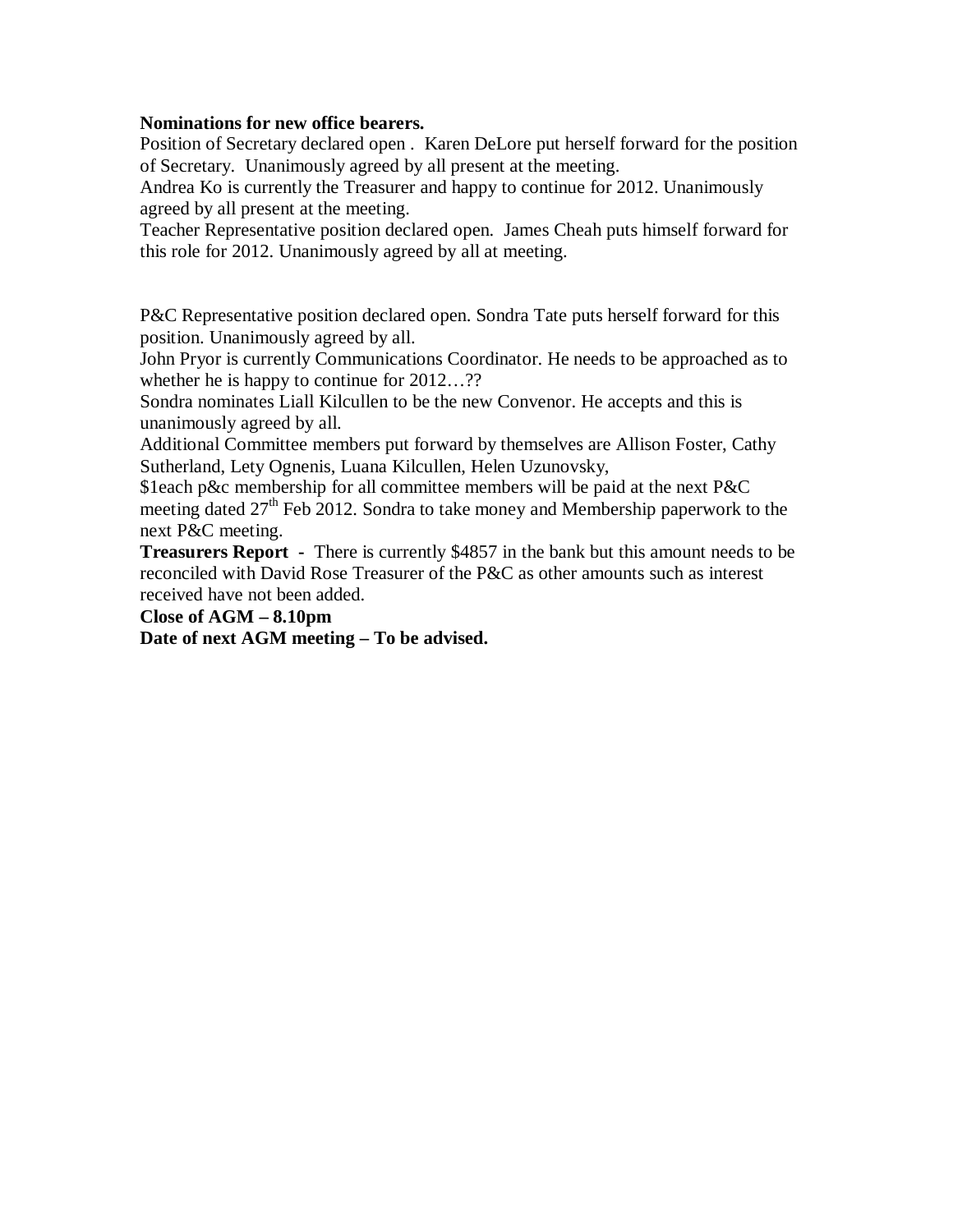**Nominations for new office bearers.**

Position of Secretary declared open . Karen DeLore put herself forward for the position of Secretary. Unanimously agreed by all present at the meeting.

Andrea Ko is currently the Treasurer and happy to continue for 2012. Unanimously agreed by all present at the meeting.

Teacher Representative position declared open. James Cheah puts himself forward for this role for 2012. Unanimously agreed by all at meeting.

P&C Representative position declared open. Sondra Tate puts herself forward for this position. Unanimously agreed by all.

John Pryor is currently Communications Coordinator. He needs to be approached as to whether he is happy to continue for 2012…??

Sondra nominates Liall Kilcullen to be the new Convenor. He accepts and this is unanimously agreed by all.

Additional Committee members put forward by themselves are Allison Foster, Cathy Sutherland, Lety Ognenis, Luana Kilcullen, Helen Uzunovsky,

$1each p&c membership for all committee members will be paid at the next P&C meeting dated 27th Feb 2012. Sondra to take money and Membership paperwork to the next P&C meeting.

**Treasurers Report** - There is currently $4857 in the bank but this amount needs to be reconciled with David Rose Treasurer of the P&C as other amounts such as interest received have not been added.

**Close of AGM – 8.10pm**

**Date of next AGM meeting – To be advised.**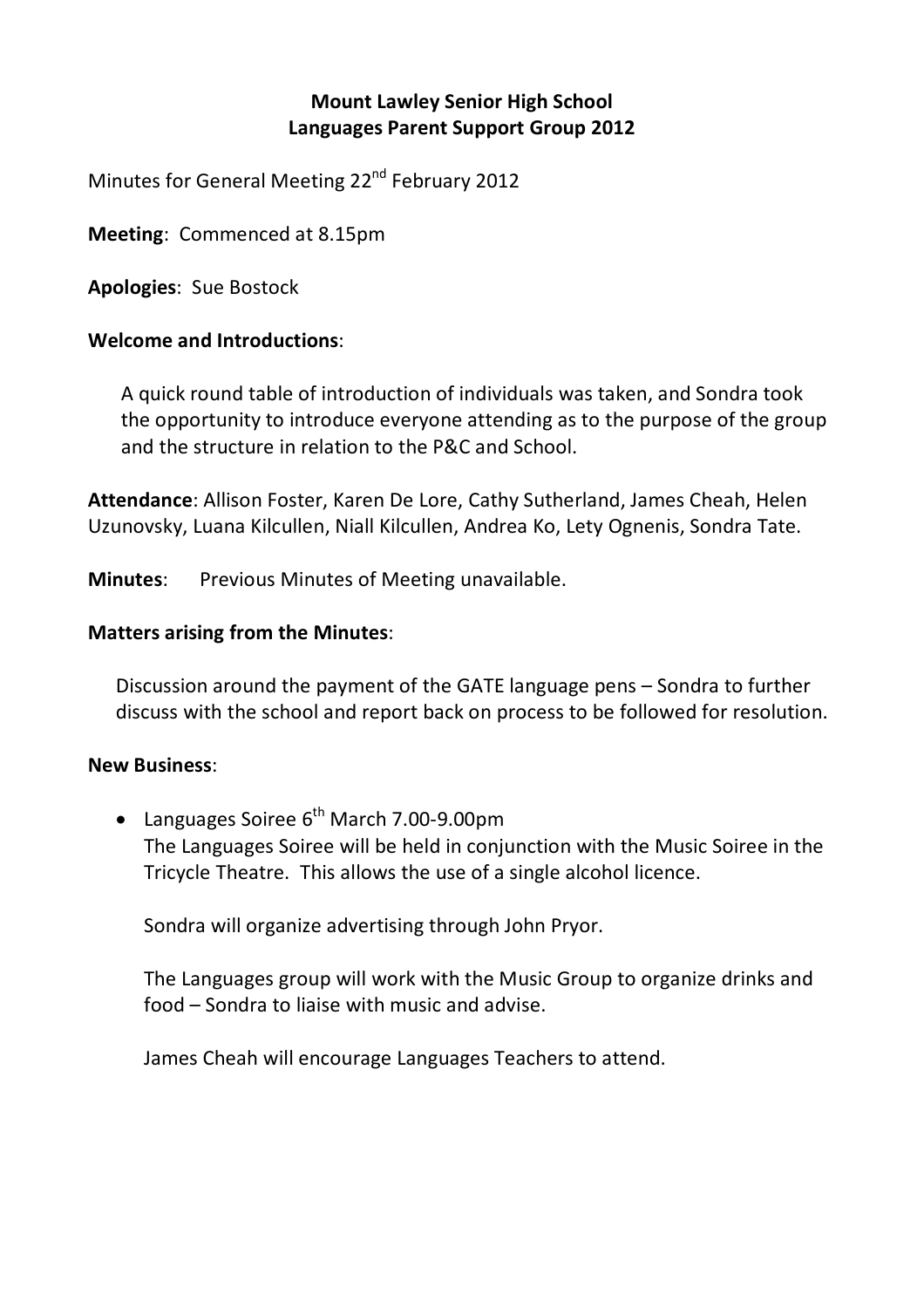**Mount Lawley Senior High School**
**Languages Parent Support Group 2012**

Minutes for General Meeting 22nd February 2012

**Meeting**: Commenced at 8.15pm

**Apologies**: Sue Bostock

**Welcome and Introductions**:

A quick round table of introduction of individuals was taken, and Sondra took the opportunity to introduce everyone attending as to the purpose of the group and the structure in relation to the P&C and School.

**Attendance**: Allison Foster, Karen De Lore, Cathy Sutherland, James Cheah, Helen Uzunovsky, Luana Kilcullen, Niall Kilcullen, Andrea Ko, Lety Ognenis, Sondra Tate.

**Minutes**: Previous Minutes of Meeting unavailable.

**Matters arising from the Minutes**:

Discussion around the payment of the GATE language pens – Sondra to further discuss with the school and report back on process to be followed for resolution.

**New Business**:

- Languages Soiree 6th March 7.00-9.00pm
  The Languages Soiree will be held in conjunction with the Music Soiree in the Tricycle Theatre. This allows the use of a single alcohol licence.

  Sondra will organize advertising through John Pryor.

  The Languages group will work with the Music Group to organize drinks and food – Sondra to liaise with music and advise.

  James Cheah will encourage Languages Teachers to attend.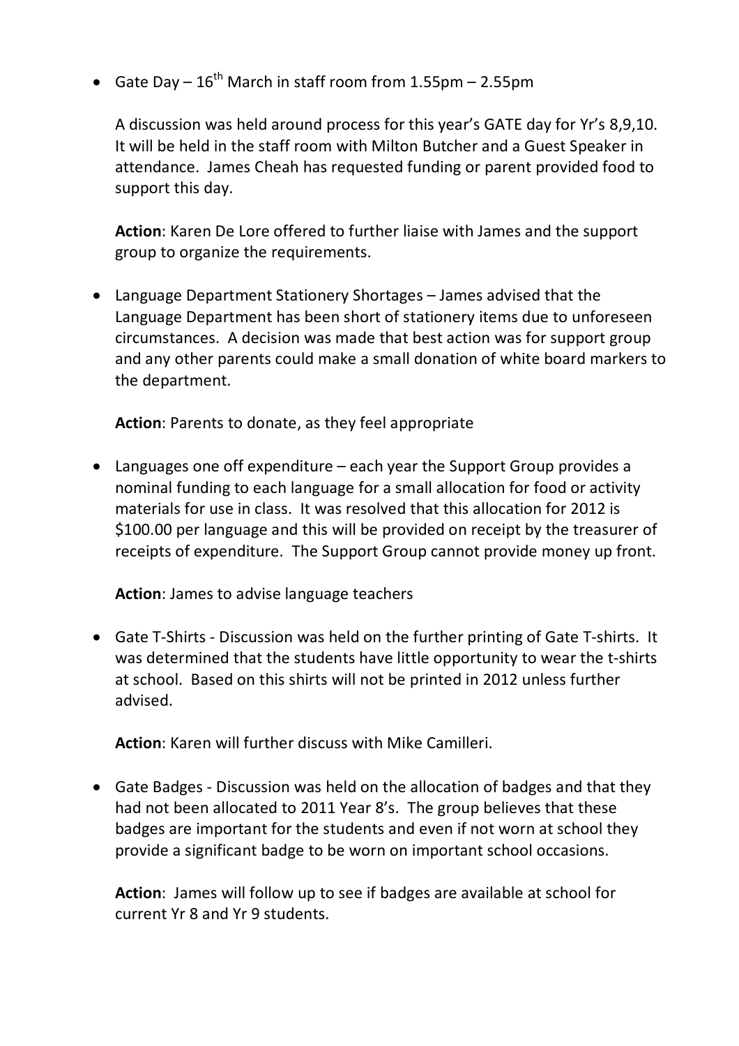- Gate Day – 16th March in staff room from 1.55pm – 2.55pm

  A discussion was held around process for this year's GATE day for Yr's 8,9,10. It will be held in the staff room with Milton Butcher and a Guest Speaker in attendance. James Cheah has requested funding or parent provided food to support this day.

  **Action**: Karen De Lore offered to further liaise with James and the support group to organize the requirements.

- Language Department Stationery Shortages – James advised that the Language Department has been short of stationery items due to unforeseen circumstances. A decision was made that best action was for support group and any other parents could make a small donation of white board markers to the department.

  **Action**: Parents to donate, as they feel appropriate

- Languages one off expenditure – each year the Support Group provides a nominal funding to each language for a small allocation for food or activity materials for use in class. It was resolved that this allocation for 2012 is $100.00 per language and this will be provided on receipt by the treasurer of receipts of expenditure. The Support Group cannot provide money up front.

  **Action**: James to advise language teachers

- Gate T-Shirts - Discussion was held on the further printing of Gate T-shirts. It was determined that the students have little opportunity to wear the t-shirts at school. Based on this shirts will not be printed in 2012 unless further advised.

  **Action**: Karen will further discuss with Mike Camilleri.

- Gate Badges - Discussion was held on the allocation of badges and that they had not been allocated to 2011 Year 8's. The group believes that these badges are important for the students and even if not worn at school they provide a significant badge to be worn on important school occasions.

  **Action**: James will follow up to see if badges are available at school for current Yr 8 and Yr 9 students.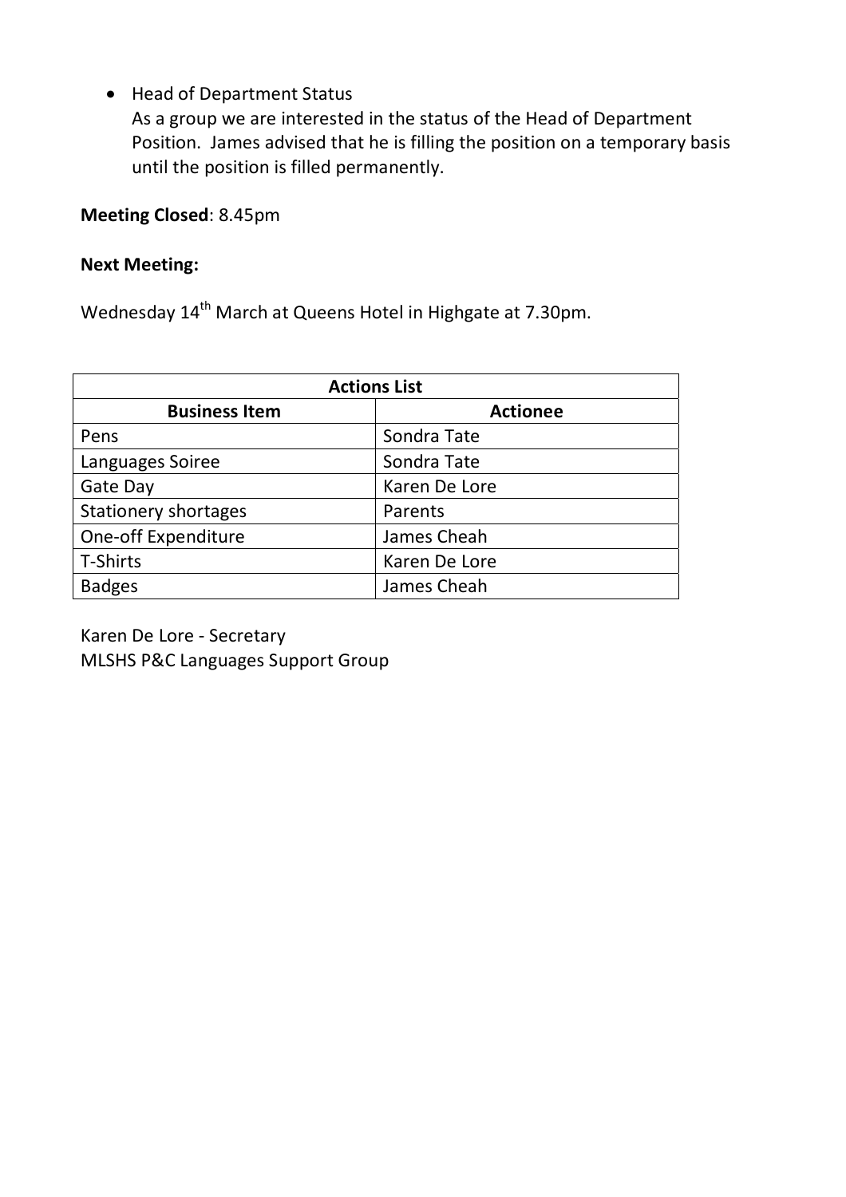- Head of Department Status
  As a group we are interested in the status of the Head of Department Position. James advised that he is filling the position on a temporary basis until the position is filled permanently.

**Meeting Closed**: 8.45pm

**Next Meeting:**

Wednesday 14th March at Queens Hotel in Highgate at 7.30pm.

| Actions List | |
|---|---|
| **Business Item** | **Actionee** |
| Pens | Sondra Tate |
| Languages Soiree | Sondra Tate |
| Gate Day | Karen De Lore |
| Stationery shortages | Parents |
| One-off Expenditure | James Cheah |
| T-Shirts | Karen De Lore |
| Badges | James Cheah |

Karen De Lore - Secretary
MLSHS P&C Languages Support Group